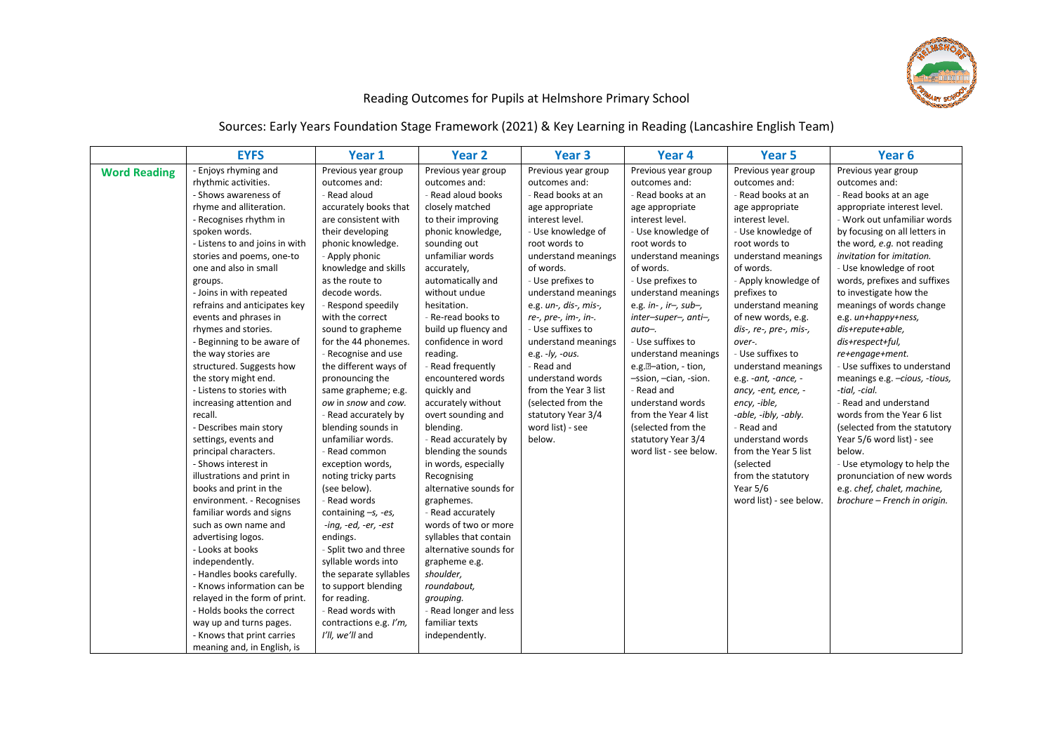# Reading Outcomes for Pupils at Helmshore Primary School

## Sources: Early Years Foundation Stage Framework (2021) & Key Learning in Reading (Lancashire English Team)

| | EYFS | Year 1 | Year 2 | Year 3 | Year 4 | Year 5 | Year 6 |
|---|---|---|---|---|---|---|---|
| **Word Reading** | - Enjoys rhyming and rhythmic activities.<br>- Shows awareness of rhyme and alliteration.<br>- Recognises rhythm in spoken words.<br>- Listens to and joins in with stories and poems, one-to one and also in small groups.<br>- Joins in with repeated refrains and anticipates key events and phrases in rhymes and stories.<br>- Beginning to be aware of the way stories are structured. Suggests how the story might end.<br>- Listens to stories with increasing attention and recall.<br>- Describes main story settings, events and principal characters.<br>- Shows interest in illustrations and print in books and print in the environment. - Recognises familiar words and signs such as own name and advertising logos.<br>- Looks at books independently.<br>- Handles books carefully.<br>- Knows information can be relayed in the form of print.<br>- Holds books the correct way up and turns pages.<br>- Knows that print carries meaning and, in English, is | Previous year group outcomes and:<br>- Read aloud accurately books that are consistent with their developing phonic knowledge.<br>- Apply phonic knowledge and skills as the route to decode words.<br>- Respond speedily with the correct sound to grapheme for the 44 phonemes.<br>- Recognise and use the different ways of pronouncing the same grapheme; e.g. *ow* in *snow* and *cow.*<br>- Read accurately by blending sounds in unfamiliar words.<br>- Read common exception words, noting tricky parts (see below).<br>- Read words containing *–s, -es, -ing, -ed, -er, -est* endings.<br>- Split two and three syllable words into the separate syllables to support blending for reading.<br>- Read words with contractions e.g. *I'm, I'll, we'll* and | Previous year group outcomes and:<br>- Read aloud books closely matched to their improving phonic knowledge, sounding out unfamiliar words accurately, automatically and without undue hesitation.<br>- Re-read books to build up fluency and confidence in word reading.<br>- Read frequently encountered words quickly and accurately without overt sounding and blending.<br>- Read accurately by blending the sounds in words, especially Recognising alternative sounds for graphemes.<br>- Read accurately words of two or more syllables that contain alternative sounds for grapheme e.g. *shoulder, roundabout, grouping.*<br>- Read longer and less familiar texts independently. | Previous year group outcomes and:<br>- Read books at an age appropriate interest level.<br>- Use knowledge of root words to understand meanings of words.<br>- Use prefixes to understand meanings e.g. *un-, dis-, mis-, re-, pre-, im-, in-.*<br>- Use suffixes to understand meanings e.g. *-ly, -ous.*<br>- Read and understand words from the Year 3 list (selected from the statutory Year 3/4 word list) - see below. | Previous year group outcomes and:<br>- Read books at an age appropriate interest level.<br>- Use knowledge of root words to understand meanings of words.<br>- Use prefixes to understand meanings e.g. *in- , ir–, sub–, inter–super–, anti–, auto–.*<br>- Use suffixes to understand meanings e.g.�–ation, - tion, –ssion, –cian, -sion.<br>- Read and understand words from the Year 4 list (selected from the statutory Year 3/4 word list - see below. | Previous year group outcomes and:<br>- Read books at an age appropriate interest level.<br>- Use knowledge of root words to understand meanings of words.<br>- Apply knowledge of prefixes to understand meaning of new words, e.g. *dis-, re-, pre-, mis-, over-.*<br>- Use suffixes to understand meanings e.g. *-ant, -ance, -ancy, -ent, ence, -ency, -ible, -able, -ibly, -ably.*<br>- Read and understand words from the Year 5 list (selected from the statutory Year 5/6 word list) - see below. | Previous year group outcomes and:<br>- Read books at an age appropriate interest level.<br>- Work out unfamiliar words by focusing on all letters in the word, *e.g.* not reading *invitation* for *imitation.*<br>- Use knowledge of root words, prefixes and suffixes to investigate how the meanings of words change e.g. *un+happy+ness, dis+repute+able, dis+respect+ful, re+engage+ment.*<br>- Use suffixes to understand meanings e.g. *–cious, -tious, -tial, -cial.*<br>- Read and understand words from the Year 6 list (selected from the statutory Year 5/6 word list) - see below.<br>- Use etymology to help the pronunciation of new words e.g. *chef, chalet, machine, brochure – French in origin.* |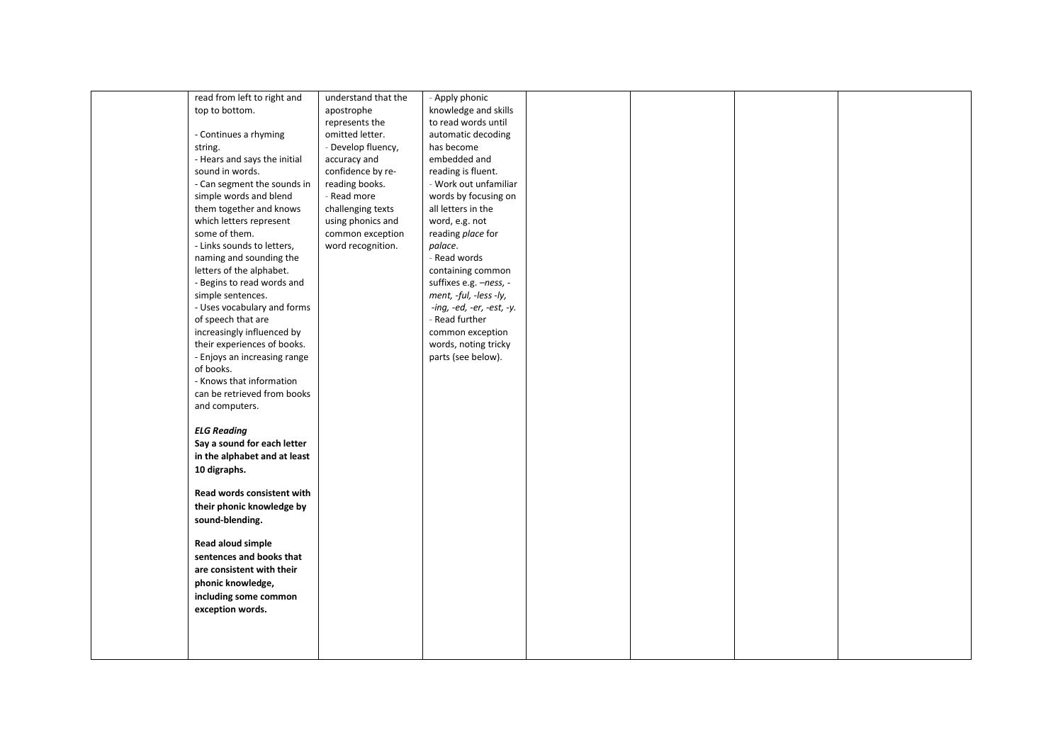| | | | | | | | |
|---|---|---|---|---|---|---|---|
| | read from left to right and top to bottom.<br><br>- Continues a rhyming string.<br>- Hears and says the initial sound in words.<br>- Can segment the sounds in simple words and blend them together and knows which letters represent some of them.<br>- Links sounds to letters, naming and sounding the letters of the alphabet.<br>- Begins to read words and simple sentences.<br>- Uses vocabulary and forms of speech that are increasingly influenced by their experiences of books.<br>- Enjoys an increasing range of books.<br>- Knows that information can be retrieved from books and computers.<br><br>***ELG Reading***<br>**Say a sound for each letter in the alphabet and at least 10 digraphs.**<br><br>**Read words consistent with their phonic knowledge by sound-blending.**<br><br>**Read aloud simple sentences and books that are consistent with their phonic knowledge, including some common exception words.** | understand that the apostrophe represents the omitted letter.<br>- Develop fluency, accuracy and confidence by re-reading books.<br>- Read more challenging texts using phonics and common exception word recognition. | - Apply phonic knowledge and skills to read words until automatic decoding has become embedded and reading is fluent.<br>- Work out unfamiliar words by focusing on all letters in the word, e.g. not reading *place* for *palace*.<br>- Read words containing common suffixes e.g. *–ness, -ment, -ful, -less -ly, -ing, -ed, -er, -est, -y.*<br>- Read further common exception words, noting tricky parts (see below). | | | | |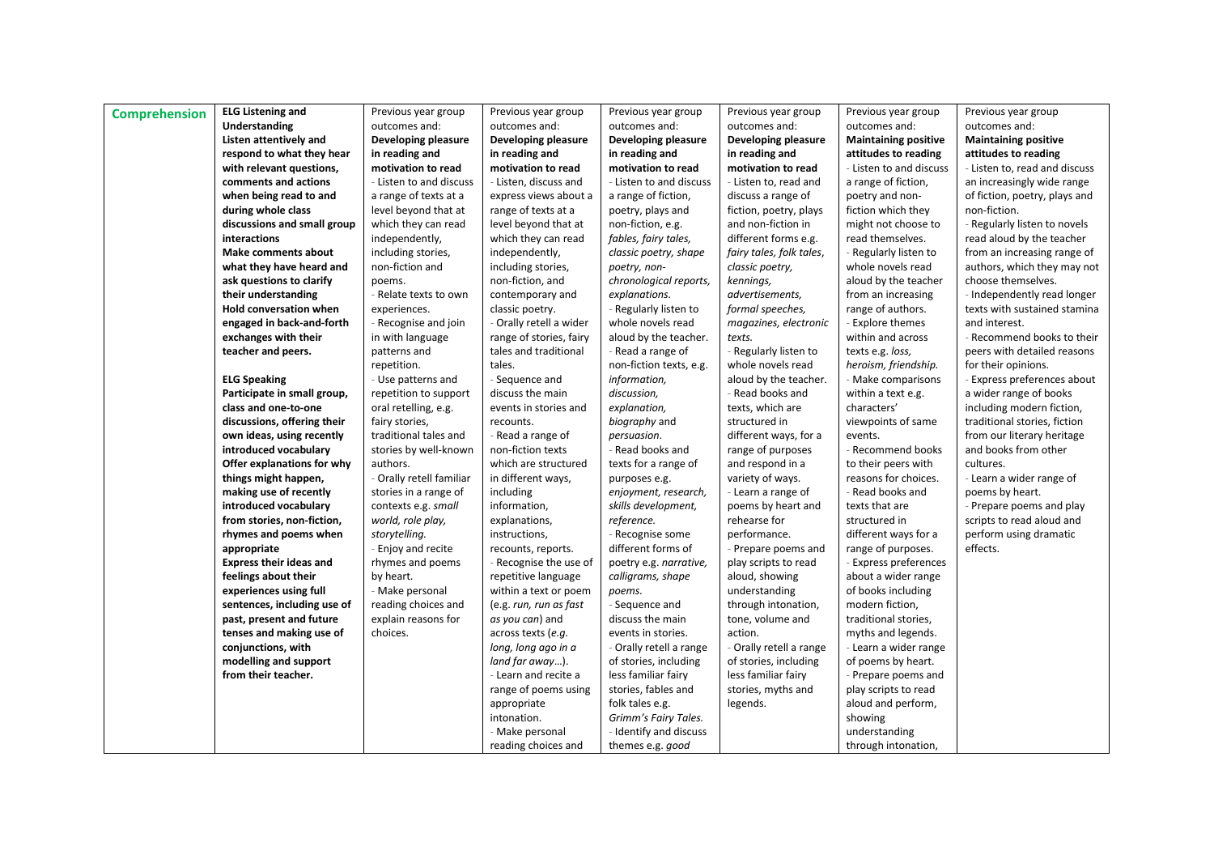| Comprehension | **ELG Listening and Understanding**<br>**Listen attentively and respond to what they hear with relevant questions, comments and actions when being read to and during whole class discussions and small group interactions**<br>**Make comments about what they have heard and ask questions to clarify their understanding**<br>**Hold conversation when engaged in back-and-forth exchanges with their teacher and peers.**<br><br>**ELG Speaking**<br>**Participate in small group, class and one-to-one discussions, offering their own ideas, using recently introduced vocabulary**<br>**Offer explanations for why things might happen, making use of recently introduced vocabulary from stories, non-fiction, rhymes and poems when appropriate**<br>**Express their ideas and feelings about their experiences using full sentences, including use of past, present and future tenses and making use of conjunctions, with modelling and support from their teacher.** | Previous year group outcomes and:<br>**Developing pleasure in reading and motivation to read**<br>- Listen to and discuss a range of texts at a level beyond that at which they can read independently, including stories, non-fiction and poems.<br>- Relate texts to own experiences.<br>- Recognise and join in with language patterns and repetition.<br>- Use patterns and repetition to support oral retelling, e.g. fairy stories, traditional tales and stories by well-known authors.<br>- Orally retell familiar stories in a range of contexts e.g. *small world, role play, storytelling.*<br>- Enjoy and recite rhymes and poems by heart.<br>- Make personal reading choices and explain reasons for choices. | Previous year group outcomes and:<br>**Developing pleasure in reading and motivation to read**<br>- Listen, discuss and express views about a range of texts at a level beyond that at which they can read independently, including stories, non-fiction, and contemporary and classic poetry.<br>- Orally retell a wider range of stories, fairy tales and traditional tales.<br>- Sequence and discuss the main events in stories and recounts.<br>- Read a range of non-fiction texts which are structured in different ways, including information, explanations, instructions, recounts, reports.<br>- Recognise the use of repetitive language within a text or poem (e.g. *run, run as fast as you can*) and across texts (*e.g. long, long ago in a land far away*…).<br>- Learn and recite a range of poems using appropriate intonation.<br>- Make personal reading choices and | Previous year group outcomes and:<br>**Developing pleasure in reading and motivation to read**<br>- Listen to and discuss a range of fiction, poetry, plays and non-fiction, e.g. *fables, fairy tales, classic poetry, shape poetry, non-chronological reports, explanations.*<br>- Regularly listen to whole novels read aloud by the teacher.<br>- Read a range of non-fiction texts, e.g. *information, discussion, explanation, biography* and *persuasion*.<br>- Read books and texts for a range of purposes e.g. *enjoyment, research, skills development, reference.*<br>- Recognise some different forms of poetry e.g. *narrative, calligrams, shape poems.*<br>- Sequence and discuss the main events in stories.<br>- Orally retell a range of stories, including less familiar fairy stories, fables and folk tales e.g. *Grimm's Fairy Tales.*<br>- Identify and discuss themes e.g. *good* | Previous year group outcomes and:<br>**Developing pleasure in reading and motivation to read**<br>- Listen to, read and discuss a range of fiction, poetry, plays and non-fiction in different forms e.g. *fairy tales, folk tales, classic poetry, kennings, advertisements, formal speeches, magazines, electronic texts.*<br>- Regularly listen to whole novels read aloud by the teacher.<br>- Read books and texts, which are structured in different ways, for a range of purposes and respond in a variety of ways.<br>- Learn a range of poems by heart and rehearse for performance.<br>- Prepare poems and play scripts to read aloud, showing understanding through intonation, tone, volume and action.<br>- Orally retell a range of stories, including less familiar fairy stories, myths and legends. | Previous year group outcomes and:<br>**Maintaining positive attitudes to reading**<br>- Listen to and discuss a range of fiction, poetry and non-fiction which they might not choose to read themselves.<br>- Regularly listen to whole novels read aloud by the teacher from an increasing range of authors.<br>- Explore themes within and across texts e.g. *loss, heroism, friendship.*<br>- Make comparisons within a text e.g. characters' viewpoints of same events.<br>- Recommend books to their peers with reasons for choices.<br>- Read books and texts that are structured in different ways for a range of purposes.<br>- Express preferences about a wider range of books including modern fiction, traditional stories, myths and legends.<br>- Learn a wider range of poems by heart.<br>- Prepare poems and play scripts to read aloud and perform, showing understanding through intonation, | Previous year group outcomes and:<br>**Maintaining positive attitudes to reading**<br>- Listen to, read and discuss an increasingly wide range of fiction, poetry, plays and non-fiction.<br>- Regularly listen to novels read aloud by the teacher from an increasing range of authors, which they may not choose themselves.<br>- Independently read longer texts with sustained stamina and interest.<br>- Recommend books to their peers with detailed reasons for their opinions.<br>- Express preferences about a wider range of books including modern fiction, traditional stories, fiction from our literary heritage and books from other cultures.<br>- Learn a wider range of poems by heart.<br>- Prepare poems and play scripts to read aloud and perform using dramatic effects. |
|---|---|---|---|---|---|---|---|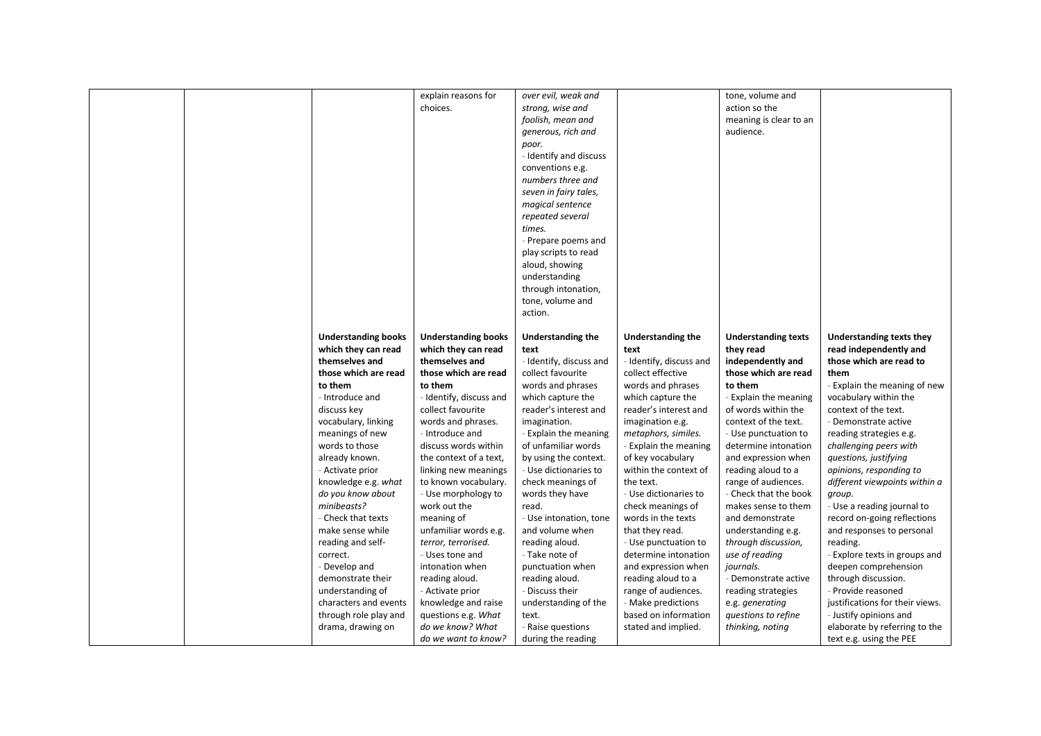| | | | | | | | |
|---|---|---|---|---|---|---|---|
| | | | explain reasons for choices. | *over evil, weak and strong, wise and foolish, mean and generous, rich and poor.*<br>- Identify and discuss conventions e.g. *numbers three and seven in fairy tales, magical sentence repeated several times.*<br>- Prepare poems and play scripts to read aloud, showing understanding through intonation, tone, volume and action. | | tone, volume and action so the meaning is clear to an audience. | |
| | | **Understanding books which they can read themselves and those which are read to them**<br>- Introduce and discuss key vocabulary, linking meanings of new words to those already known.<br>- Activate prior knowledge e.g. *what do you know about minibeasts?*<br>- Check that texts make sense while reading and self-correct.<br>- Develop and demonstrate their understanding of characters and events through role play and drama, drawing on | **Understanding books which they can read themselves and those which are read to them**<br>- Identify, discuss and collect favourite words and phrases.<br>- Introduce and discuss words within the context of a text, linking new meanings to known vocabulary.<br>- Use morphology to work out the meaning of unfamiliar words e.g. *terror, terrorised.*<br>- Uses tone and intonation when reading aloud.<br>- Activate prior knowledge and raise questions e.g. *What do we know? What do we want to know?* | **Understanding the text**<br>- Identify, discuss and collect favourite words and phrases which capture the reader's interest and imagination.<br>- Explain the meaning of unfamiliar words by using the context.<br>- Use dictionaries to check meanings of words they have read.<br>- Use intonation, tone and volume when reading aloud.<br>- Take note of punctuation when reading aloud.<br>- Discuss their understanding of the text.<br>- Raise questions during the reading | **Understanding the text**<br>- Identify, discuss and collect effective words and phrases which capture the reader's interest and imagination e.g. *metaphors, similes.*<br>- Explain the meaning of key vocabulary within the context of the text.<br>- Use dictionaries to check meanings of words in the texts that they read.<br>- Use punctuation to determine intonation and expression when reading aloud to a range of audiences.<br>- Make predictions based on information stated and implied. | **Understanding texts they read independently and those which are read to them**<br>- Explain the meaning of words within the context of the text.<br>- Use punctuation to determine intonation and expression when reading aloud to a range of audiences.<br>- Check that the book makes sense to them and demonstrate understanding e.g. *through discussion, use of reading journals.*<br>- Demonstrate active reading strategies e.g. *generating questions to refine thinking, noting* | **Understanding texts they read independently and those which are read to them**<br>- Explain the meaning of new vocabulary within the context of the text.<br>- Demonstrate active reading strategies e.g. *challenging peers with questions, justifying opinions, responding to different viewpoints within a group.*<br>- Use a reading journal to record on-going reflections and responses to personal reading.<br>- Explore texts in groups and deepen comprehension through discussion.<br>- Provide reasoned justifications for their views.<br>- Justify opinions and elaborate by referring to the text e.g. using the PEE |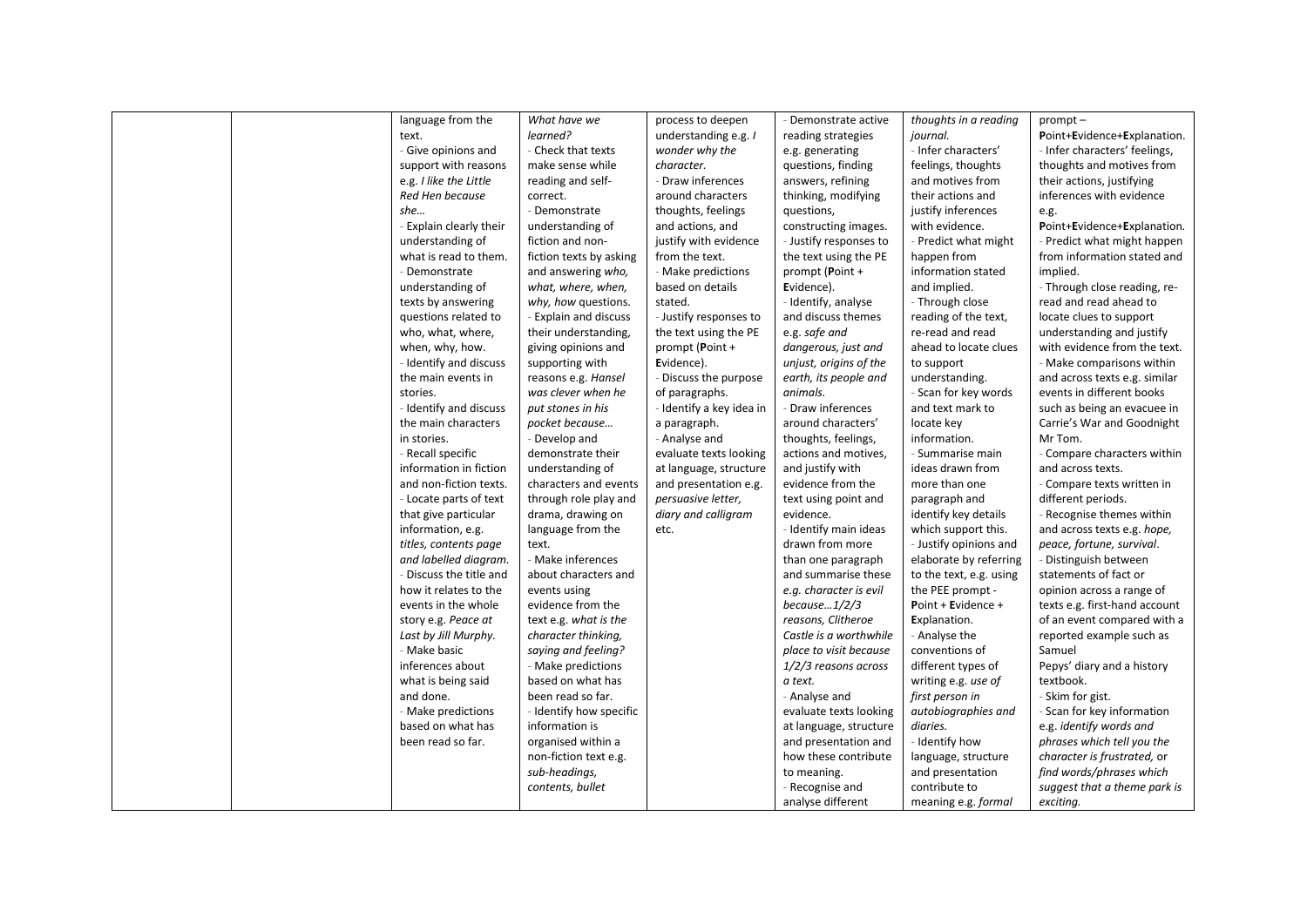| | | | | | | | |
|---|---|---|---|---|---|---|---|
| | | language from the text.<br>- Give opinions and support with reasons e.g. *I like the Little Red Hen because she…*<br>- Explain clearly their understanding of what is read to them.<br>- Demonstrate understanding of texts by answering questions related to who, what, where, when, why, how.<br>- Identify and discuss the main events in stories.<br>- Identify and discuss the main characters in stories.<br>- Recall specific information in fiction and non-fiction texts.<br>- Locate parts of text that give particular information, e.g. *titles, contents page and labelled diagram.*<br>- Discuss the title and how it relates to the events in the whole story e.g. *Peace at Last by Jill Murphy.*<br>- Make basic inferences about what is being said and done.<br>- Make predictions based on what has been read so far. | *What have we learned?*<br>- Check that texts make sense while reading and self-correct.<br>- Demonstrate understanding of fiction and non-fiction texts by asking and answering *who, what, where, when, why, how* questions.<br>- Explain and discuss their understanding, giving opinions and supporting with reasons e.g. *Hansel was clever when he put stones in his pocket because…*<br>- Develop and demonstrate their understanding of characters and events through role play and drama, drawing on language from the text.<br>- Make inferences about characters and events using evidence from the text e.g. *what is the character thinking, saying and feeling?*<br>- Make predictions based on what has been read so far.<br>- Identify how specific information is organised within a non-fiction text e.g. *sub-headings, contents, bullet* | process to deepen understanding e.g. *I wonder why the character.*<br>- Draw inferences around characters thoughts, feelings and actions, and justify with evidence from the text.<br>- Make predictions based on details stated.<br>- Justify responses to the text using the PE prompt (**P**oint + **E**vidence).<br>- Discuss the purpose of paragraphs.<br>- Identify a key idea in a paragraph.<br>- Analyse and evaluate texts looking at language, structure and presentation e.g. *persuasive letter, diary and calligram* etc. | - Demonstrate active reading strategies e.g. generating questions, finding answers, refining thinking, modifying questions, constructing images.<br>- Justify responses to the text using the PE prompt (**P**oint + **E**vidence).<br>- Identify, analyse and discuss themes e.g. *safe and dangerous, just and unjust, origins of the earth, its people and animals.*<br>- Draw inferences around characters' thoughts, feelings, actions and motives, and justify with evidence from the text using point and evidence.<br>- Identify main ideas drawn from more than one paragraph and summarise these *e.g. character is evil because…1/2/3 reasons, Clitheroe Castle is a worthwhile place to visit because 1/2/3 reasons across a text.*<br>- Analyse and evaluate texts looking at language, structure and presentation and how these contribute to meaning.<br>- Recognise and analyse different | *thoughts in a reading journal.*<br>- Infer characters' feelings, thoughts and motives from their actions and justify inferences with evidence.<br>- Predict what might happen from information stated and implied.<br>- Through close reading of the text, re-read and read ahead to locate clues to support understanding.<br>- Scan for key words and text mark to locate key information.<br>- Summarise main ideas drawn from more than one paragraph and identify key details which support this.<br>- Justify opinions and elaborate by referring to the text, e.g. using the PEE prompt - **P**oint + **E**vidence + **E**xplanation.<br>- Analyse the conventions of different types of writing e.g. *use of first person in autobiographies and diaries.*<br>- Identify how language, structure and presentation contribute to meaning e.g. *formal* | prompt – **P**oint+**E**vidence+**E**xplanation.<br>- Infer characters' feelings, thoughts and motives from their actions, justifying inferences with evidence e.g. **P**oint+**E**vidence+**E**xplanation.<br>- Predict what might happen from information stated and implied.<br>- Through close reading, re-read and read ahead to locate clues to support understanding and justify with evidence from the text.<br>- Make comparisons within and across texts e.g. similar events in different books such as being an evacuee in Carrie's War and Goodnight Mr Tom.<br>- Compare characters within and across texts.<br>- Compare texts written in different periods.<br>- Recognise themes within and across texts e.g. *hope, peace, fortune, survival*.<br>- Distinguish between statements of fact or opinion across a range of texts e.g. first-hand account of an event compared with a reported example such as Samuel Pepys' diary and a history textbook.<br>- Skim for gist.<br>- Scan for key information e.g. *identify words and phrases which tell you the character is frustrated,* or *find words/phrases which suggest that a theme park is exciting.* |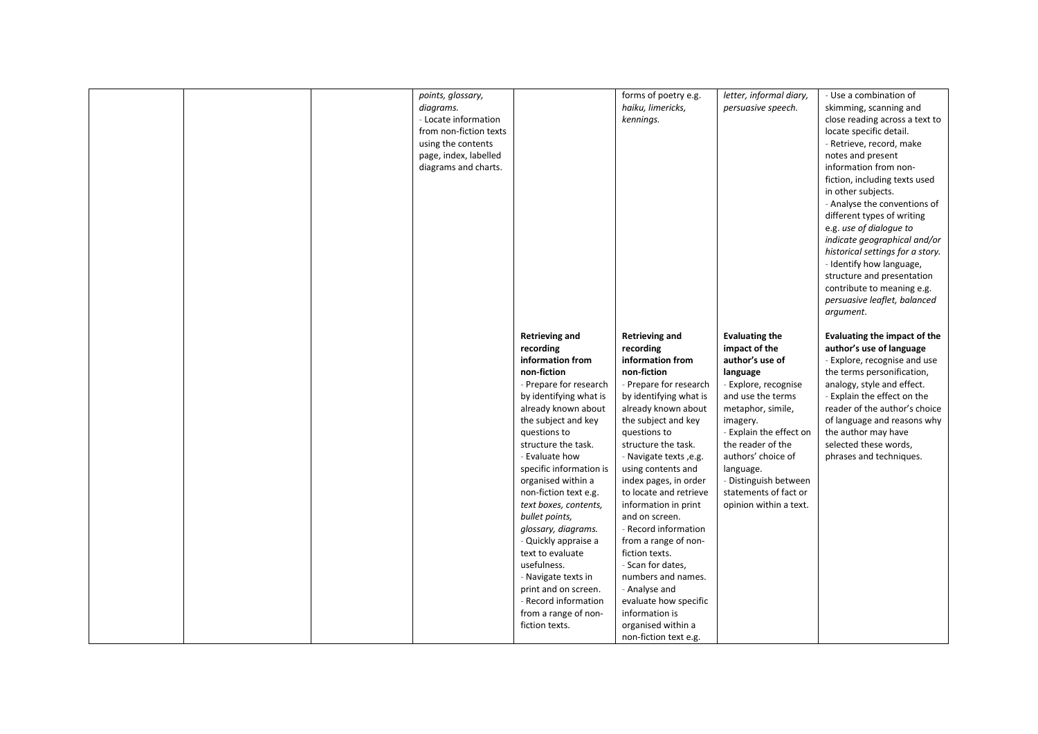| | | | | | | | |
|---|---|---|---|---|---|---|---|
| | | | *points, glossary, diagrams.*<br>- Locate information from non-fiction texts using the contents page, index, labelled diagrams and charts. | | forms of poetry e.g. *haiku, limericks, kennings.* | *letter, informal diary, persuasive speech.* | - Use a combination of skimming, scanning and close reading across a text to locate specific detail.<br>- Retrieve, record, make notes and present information from non-fiction, including texts used in other subjects.<br>- Analyse the conventions of different types of writing e.g. *use of dialogue to indicate geographical and/or historical settings for a story.*<br>- Identify how language, structure and presentation contribute to meaning e.g. *persuasive leaflet, balanced argument.* |
| | | | | **Retrieving and recording information from non-fiction**<br>- Prepare for research by identifying what is already known about the subject and key questions to structure the task.<br>- Evaluate how specific information is organised within a non-fiction text e.g. *text boxes, contents, bullet points, glossary, diagrams.*<br>- Quickly appraise a text to evaluate usefulness.<br>- Navigate texts in print and on screen.<br>- Record information from a range of non-fiction texts. | **Retrieving and recording information from non-fiction**<br>- Prepare for research by identifying what is already known about the subject and key questions to structure the task.<br>- Navigate texts ,e.g. using contents and index pages, in order to locate and retrieve information in print and on screen.<br>- Record information from a range of non-fiction texts.<br>- Scan for dates, numbers and names.<br>- Analyse and evaluate how specific information is organised within a non-fiction text e.g. | **Evaluating the impact of the author's use of language**<br>- Explore, recognise and use the terms metaphor, simile, imagery.<br>- Explain the effect on the reader of the authors' choice of language.<br>- Distinguish between statements of fact or opinion within a text. | **Evaluating the impact of the author's use of language**<br>- Explore, recognise and use the terms personification, analogy, style and effect.<br>- Explain the effect on the reader of the author's choice of language and reasons why the author may have selected these words, phrases and techniques. |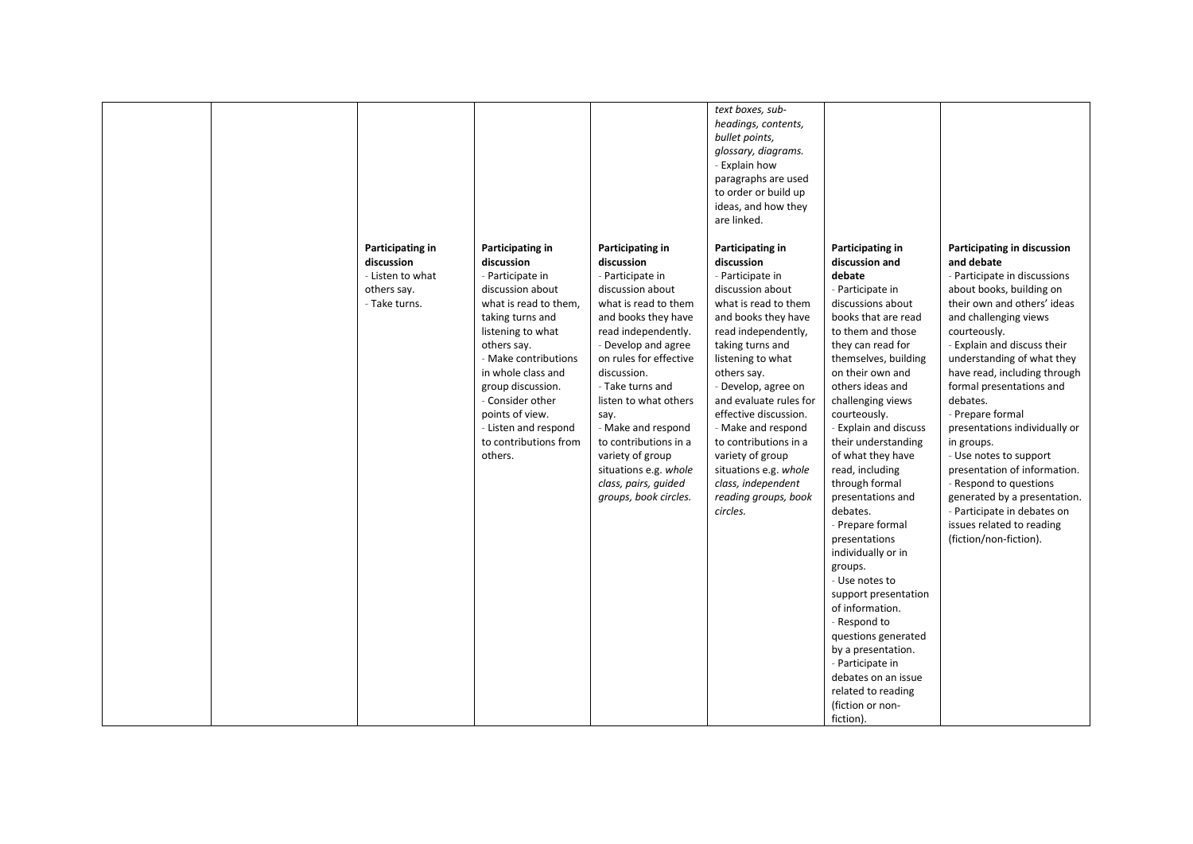| | | | | | | | |
|---|---|---|---|---|---|---|---|
| | | | | | *text boxes, sub-headings, contents, bullet points, glossary, diagrams.*<br>- Explain how paragraphs are used to order or build up ideas, and how they are linked. | | |
| | | **Participating in discussion**<br>- Listen to what others say.<br>- Take turns. | **Participating in discussion**<br>- Participate in discussion about what is read to them, taking turns and listening to what others say.<br>- Make contributions in whole class and group discussion.<br>- Consider other points of view.<br>- Listen and respond to contributions from others. | **Participating in discussion**<br>- Participate in discussion about what is read to them and books they have read independently.<br>- Develop and agree on rules for effective discussion.<br>- Take turns and listen to what others say.<br>- Make and respond to contributions in a variety of group situations e.g. *whole class, pairs, guided groups, book circles.* | **Participating in discussion**<br>- Participate in discussion about what is read to them and books they have read independently, taking turns and listening to what others say.<br>- Develop, agree on and evaluate rules for effective discussion.<br>- Make and respond to contributions in a variety of group situations e.g. *whole class, independent reading groups, book circles.* | **Participating in discussion and debate**<br>- Participate in discussions about books that are read to them and those they can read for themselves, building on their own and others ideas and challenging views courteously.<br>- Explain and discuss their understanding of what they have read, including through formal presentations and debates.<br>- Prepare formal presentations individually or in groups.<br>- Use notes to support presentation of information.<br>- Respond to questions generated by a presentation.<br>- Participate in debates on an issue related to reading (fiction or non-fiction). | **Participating in discussion and debate**<br>- Participate in discussions about books, building on their own and others' ideas and challenging views courteously.<br>- Explain and discuss their understanding of what they have read, including through formal presentations and debates.<br>- Prepare formal presentations individually or in groups.<br>- Use notes to support presentation of information.<br>- Respond to questions generated by a presentation.<br>- Participate in debates on issues related to reading (fiction/non-fiction). |